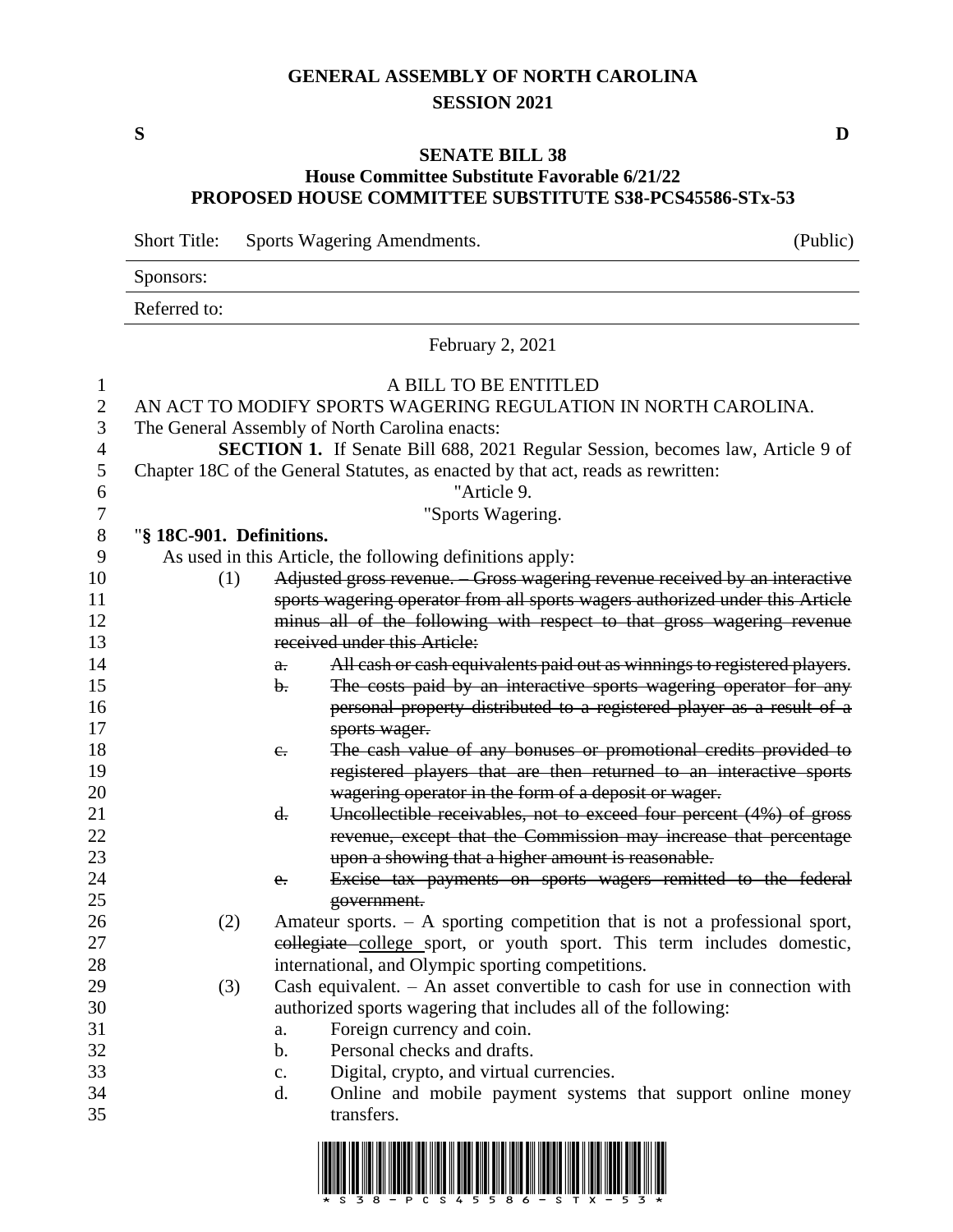# GENERAL ASSEMBLY OF NORTH CAROLINA
## SESSION 2021

**S** **D**

## SENATE BILL 38
### House Committee Substitute Favorable 6/21/22
### PROPOSED HOUSE COMMITTEE SUBSTITUTE S38-PCS45586-STx-53

Short Title: Sports Wagering Amendments. (Public)

Sponsors:

Referred to:

February 2, 2021

A BILL TO BE ENTITLED

AN ACT TO MODIFY SPORTS WAGERING REGULATION IN NORTH CAROLINA.

The General Assembly of North Carolina enacts:

**SECTION 1.** If Senate Bill 688, 2021 Regular Session, becomes law, Article 9 of Chapter 18C of the General Statutes, as enacted by that act, reads as rewritten:

"Article 9.

"Sports Wagering.

"**§ 18C-901. Definitions.**

As used in this Article, the following definitions apply:

(1) ~~Adjusted gross revenue. – Gross wagering revenue received by an interactive sports wagering operator from all sports wagers authorized under this Article minus all of the following with respect to that gross wagering revenue received under this Article:~~

~~a. All cash or cash equivalents paid out as winnings to registered players.~~

~~b. The costs paid by an interactive sports wagering operator for any personal property distributed to a registered player as a result of a sports wager.~~

~~c. The cash value of any bonuses or promotional credits provided to registered players that are then returned to an interactive sports wagering operator in the form of a deposit or wager.~~

~~d. Uncollectible receivables, not to exceed four percent (4%) of gross revenue, except that the Commission may increase that percentage upon a showing that a higher amount is reasonable.~~

~~e. Excise tax payments on sports wagers remitted to the federal government.~~

(2) Amateur sports. – A sporting competition that is not a professional sport, ~~collegiate~~ college sport, or youth sport. This term includes domestic, international, and Olympic sporting competitions.

(3) Cash equivalent. – An asset convertible to cash for use in connection with authorized sports wagering that includes all of the following:

a. Foreign currency and coin.

b. Personal checks and drafts.

c. Digital, crypto, and virtual currencies.

d. Online and mobile payment systems that support online money transfers.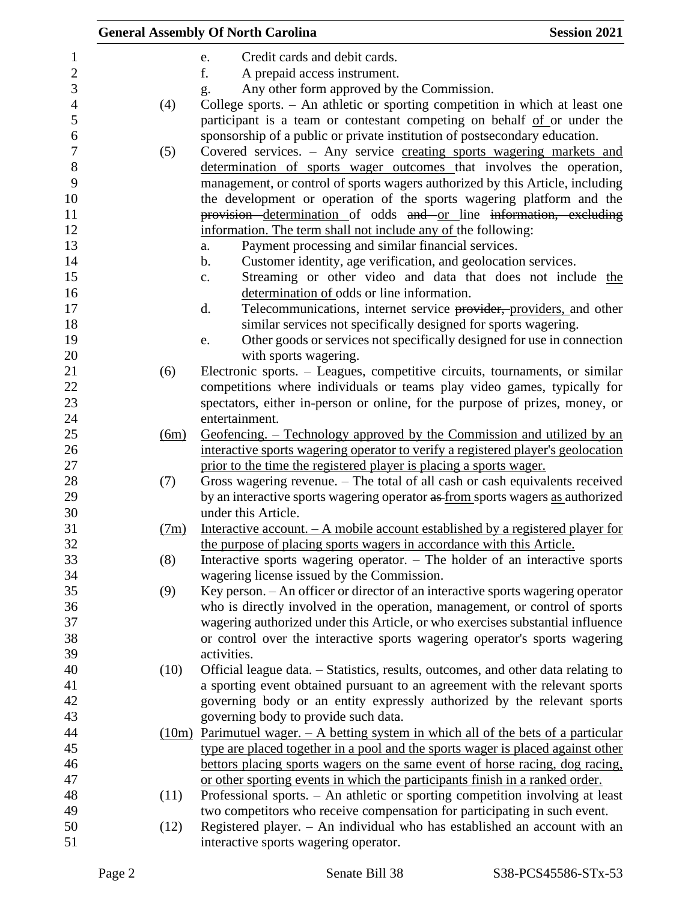e. Credit cards and debit cards.

f. A prepaid access instrument.

g. Any other form approved by the Commission.

(4) College sports. – An athletic or sporting competition in which at least one participant is a team or contestant competing on behalf of or under the sponsorship of a public or private institution of postsecondary education.

(5) Covered services. – Any service creating sports wagering markets and determination of sports wager outcomes that involves the operation, management, or control of sports wagers authorized by this Article, including the development or operation of the sports wagering platform and the ~~provision~~ determination of odds ~~and~~ or line ~~information, excluding~~ information. The term shall not include any of the following:

a. Payment processing and similar financial services.

b. Customer identity, age verification, and geolocation services.

c. Streaming or other video and data that does not include the determination of odds or line information.

d. Telecommunications, internet service ~~provider,~~ providers, and other similar services not specifically designed for sports wagering.

e. Other goods or services not specifically designed for use in connection with sports wagering.

(6) Electronic sports. – Leagues, competitive circuits, tournaments, or similar competitions where individuals or teams play video games, typically for spectators, either in-person or online, for the purpose of prizes, money, or entertainment.

(6m) Geofencing. – Technology approved by the Commission and utilized by an interactive sports wagering operator to verify a registered player's geolocation prior to the time the registered player is placing a sports wager.

(7) Gross wagering revenue. – The total of all cash or cash equivalents received by an interactive sports wagering operator ~~as~~ from sports wagers as authorized under this Article.

(7m) Interactive account. – A mobile account established by a registered player for the purpose of placing sports wagers in accordance with this Article.

(8) Interactive sports wagering operator. – The holder of an interactive sports wagering license issued by the Commission.

(9) Key person. – An officer or director of an interactive sports wagering operator who is directly involved in the operation, management, or control of sports wagering authorized under this Article, or who exercises substantial influence or control over the interactive sports wagering operator's sports wagering activities.

(10) Official league data. – Statistics, results, outcomes, and other data relating to a sporting event obtained pursuant to an agreement with the relevant sports governing body or an entity expressly authorized by the relevant sports governing body to provide such data.

(10m) Parimutuel wager. – A betting system in which all of the bets of a particular type are placed together in a pool and the sports wager is placed against other bettors placing sports wagers on the same event of horse racing, dog racing, or other sporting events in which the participants finish in a ranked order.

(11) Professional sports. – An athletic or sporting competition involving at least two competitors who receive compensation for participating in such event.

(12) Registered player. – An individual who has established an account with an interactive sports wagering operator.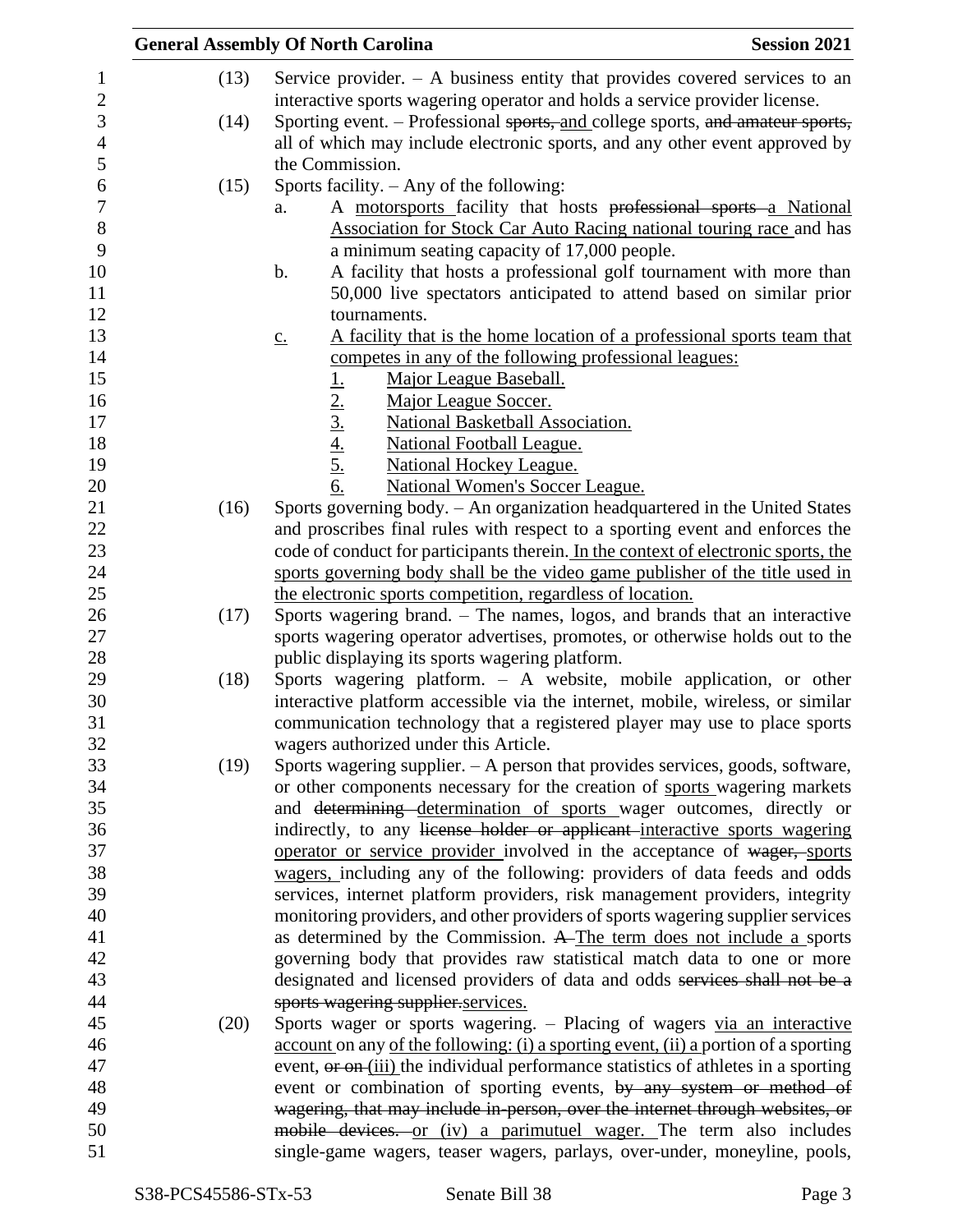(13) Service provider. – A business entity that provides covered services to an interactive sports wagering operator and holds a service provider license.

(14) Sporting event. – Professional sports, and college sports, and amateur sports, all of which may include electronic sports, and any other event approved by the Commission.

(15) Sports facility. – Any of the following:

a. A motorsports facility that hosts professional sports a National Association for Stock Car Auto Racing national touring race and has a minimum seating capacity of 17,000 people.

b. A facility that hosts a professional golf tournament with more than 50,000 live spectators anticipated to attend based on similar prior tournaments.

c. A facility that is the home location of a professional sports team that competes in any of the following professional leagues:

1. Major League Baseball.
2. Major League Soccer.
3. National Basketball Association.
4. National Football League.
5. National Hockey League.
6. National Women's Soccer League.

(16) Sports governing body. – An organization headquartered in the United States and proscribes final rules with respect to a sporting event and enforces the code of conduct for participants therein. In the context of electronic sports, the sports governing body shall be the video game publisher of the title used in the electronic sports competition, regardless of location.

(17) Sports wagering brand. – The names, logos, and brands that an interactive sports wagering operator advertises, promotes, or otherwise holds out to the public displaying its sports wagering platform.

(18) Sports wagering platform. – A website, mobile application, or other interactive platform accessible via the internet, mobile, wireless, or similar communication technology that a registered player may use to place sports wagers authorized under this Article.

(19) Sports wagering supplier. – A person that provides services, goods, software, or other components necessary for the creation of sports wagering markets and determining determination of sports wager outcomes, directly or indirectly, to any license holder or applicant interactive sports wagering operator or service provider involved in the acceptance of wager, sports wagers, including any of the following: providers of data feeds and odds services, internet platform providers, risk management providers, integrity monitoring providers, and other providers of sports wagering supplier services as determined by the Commission. A The term does not include a sports governing body that provides raw statistical match data to one or more designated and licensed providers of data and odds services shall not be a sports wagering supplier.services.

(20) Sports wager or sports wagering. – Placing of wagers via an interactive account on any of the following: (i) a sporting event, (ii) a portion of a sporting event, or on (iii) the individual performance statistics of athletes in a sporting event or combination of sporting events, by any system or method of wagering, that may include in-person, over the internet through websites, or mobile devices. or (iv) a parimutuel wager. The term also includes single-game wagers, teaser wagers, parlays, over-under, moneyline, pools,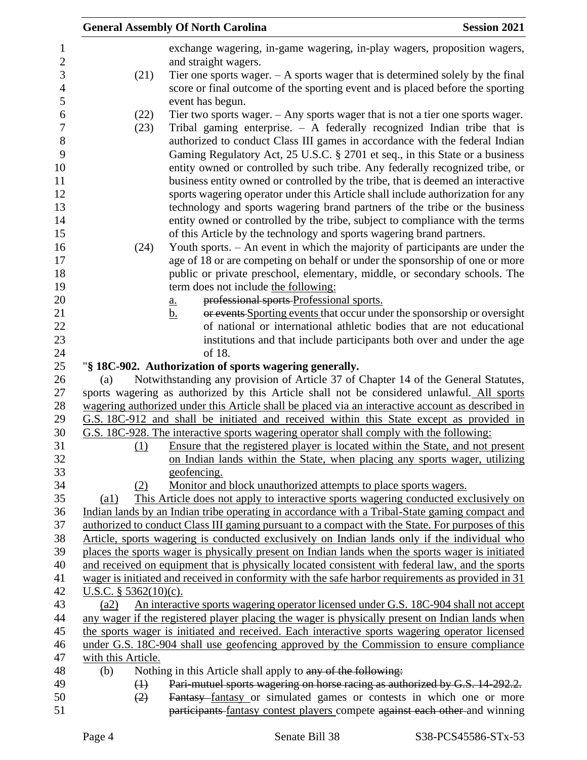exchange wagering, in-game wagering, in-play wagers, proposition wagers, and straight wagers.

(21) Tier one sports wager. – A sports wager that is determined solely by the final score or final outcome of the sporting event and is placed before the sporting event has begun.

(22) Tier two sports wager. – Any sports wager that is not a tier one sports wager.

(23) Tribal gaming enterprise. – A federally recognized Indian tribe that is authorized to conduct Class III games in accordance with the federal Indian Gaming Regulatory Act, 25 U.S.C. § 2701 et seq., in this State or a business entity owned or controlled by such tribe. Any federally recognized tribe, or business entity owned or controlled by the tribe, that is deemed an interactive sports wagering operator under this Article shall include authorization for any technology and sports wagering brand partners of the tribe or the business entity owned or controlled by the tribe, subject to compliance with the terms of this Article by the technology and sports wagering brand partners.

(24) Youth sports. – An event in which the majority of participants are under the age of 18 or are competing on behalf or under the sponsorship of one or more public or private preschool, elementary, middle, or secondary schools. The term does not include the following:

a. ~~professional sports~~ Professional sports.

b. ~~or events~~ Sporting events that occur under the sponsorship or oversight of national or international athletic bodies that are not educational institutions and that include participants both over and under the age of 18.

"**§ 18C-902. Authorization of sports wagering generally.**

(a) Notwithstanding any provision of Article 37 of Chapter 14 of the General Statutes, sports wagering as authorized by this Article shall not be considered unlawful. All sports wagering authorized under this Article shall be placed via an interactive account as described in G.S. 18C-912 and shall be initiated and received within this State except as provided in G.S. 18C-928. The interactive sports wagering operator shall comply with the following:

(1) Ensure that the registered player is located within the State, and not present on Indian lands within the State, when placing any sports wager, utilizing geofencing.

(2) Monitor and block unauthorized attempts to place sports wagers.

(a1) This Article does not apply to interactive sports wagering conducted exclusively on Indian lands by an Indian tribe operating in accordance with a Tribal-State gaming compact and authorized to conduct Class III gaming pursuant to a compact with the State. For purposes of this Article, sports wagering is conducted exclusively on Indian lands only if the individual who places the sports wager is physically present on Indian lands when the sports wager is initiated and received on equipment that is physically located consistent with federal law, and the sports wager is initiated and received in conformity with the safe harbor requirements as provided in 31 U.S.C. § 5362(10)(c).

(a2) An interactive sports wagering operator licensed under G.S. 18C-904 shall not accept any wager if the registered player placing the wager is physically present on Indian lands when the sports wager is initiated and received. Each interactive sports wagering operator licensed under G.S. 18C-904 shall use geofencing approved by the Commission to ensure compliance with this Article.

(b) Nothing in this Article shall apply to ~~any of the following:~~

~~(1) Pari-mutuel sports wagering on horse racing as authorized by G.S. 14-292.2.~~

~~(2)~~ ~~Fantasy~~ fantasy or simulated games or contests in which one or more ~~participants~~ fantasy contest players compete ~~against each other~~ and winning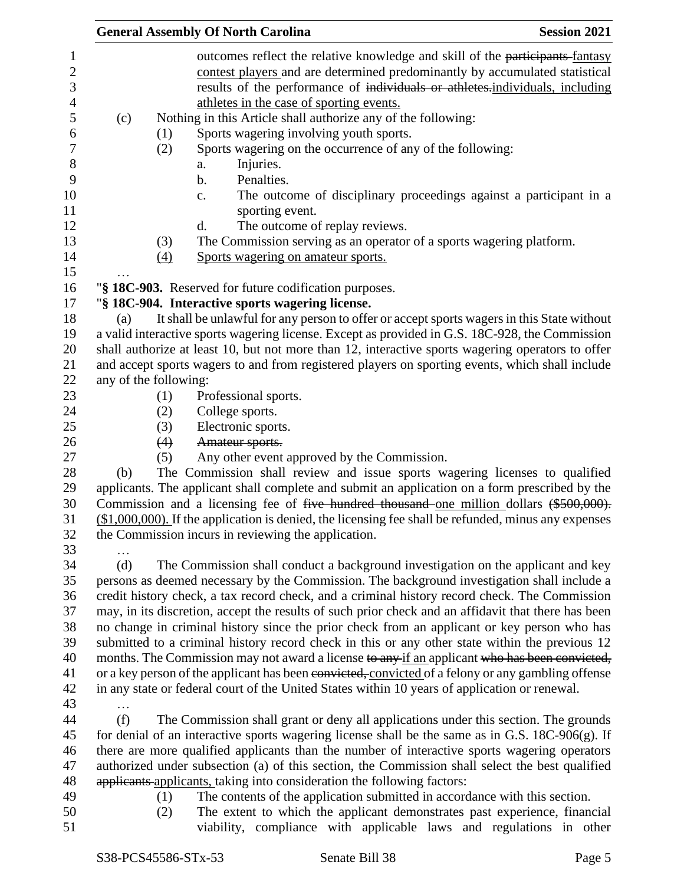outcomes reflect the relative knowledge and skill of the ~~participants~~ fantasy contest players and are determined predominantly by accumulated statistical results of the performance of ~~individuals or athletes.~~individuals, including athletes in the case of sporting events.

(c) Nothing in this Article shall authorize any of the following:

(1) Sports wagering involving youth sports.

(2) Sports wagering on the occurrence of any of the following:

a. Injuries.

b. Penalties.

c. The outcome of disciplinary proceedings against a participant in a sporting event.

d. The outcome of replay reviews.

(3) The Commission serving as an operator of a sports wagering platform.

(4) Sports wagering on amateur sports.

…

"**§ 18C-903.** Reserved for future codification purposes.

"**§ 18C-904. Interactive sports wagering license.**

(a) It shall be unlawful for any person to offer or accept sports wagers in this State without a valid interactive sports wagering license. Except as provided in G.S. 18C-928, the Commission shall authorize at least 10, but not more than 12, interactive sports wagering operators to offer and accept sports wagers to and from registered players on sporting events, which shall include any of the following:

(1) Professional sports.

(2) College sports.

(3) Electronic sports.

~~(4) Amateur sports.~~

(5) Any other event approved by the Commission.

(b) The Commission shall review and issue sports wagering licenses to qualified applicants. The applicant shall complete and submit an application on a form prescribed by the Commission and a licensing fee of ~~five hundred thousand~~ one million dollars ~~($500,000).~~ ($1,000,000). If the application is denied, the licensing fee shall be refunded, minus any expenses the Commission incurs in reviewing the application.

…

(d) The Commission shall conduct a background investigation on the applicant and key persons as deemed necessary by the Commission. The background investigation shall include a credit history check, a tax record check, and a criminal history record check. The Commission may, in its discretion, accept the results of such prior check and an affidavit that there has been no change in criminal history since the prior check from an applicant or key person who has submitted to a criminal history record check in this or any other state within the previous 12 months. The Commission may not award a license ~~to any~~ if an applicant ~~who has been convicted,~~ or a key person of the applicant has been ~~convicted,~~ convicted of a felony or any gambling offense in any state or federal court of the United States within 10 years of application or renewal.

…

(f) The Commission shall grant or deny all applications under this section. The grounds for denial of an interactive sports wagering license shall be the same as in G.S. 18C-906(g). If there are more qualified applicants than the number of interactive sports wagering operators authorized under subsection (a) of this section, the Commission shall select the best qualified ~~applicants~~ applicants, taking into consideration the following factors:

(1) The contents of the application submitted in accordance with this section.

(2) The extent to which the applicant demonstrates past experience, financial viability, compliance with applicable laws and regulations in other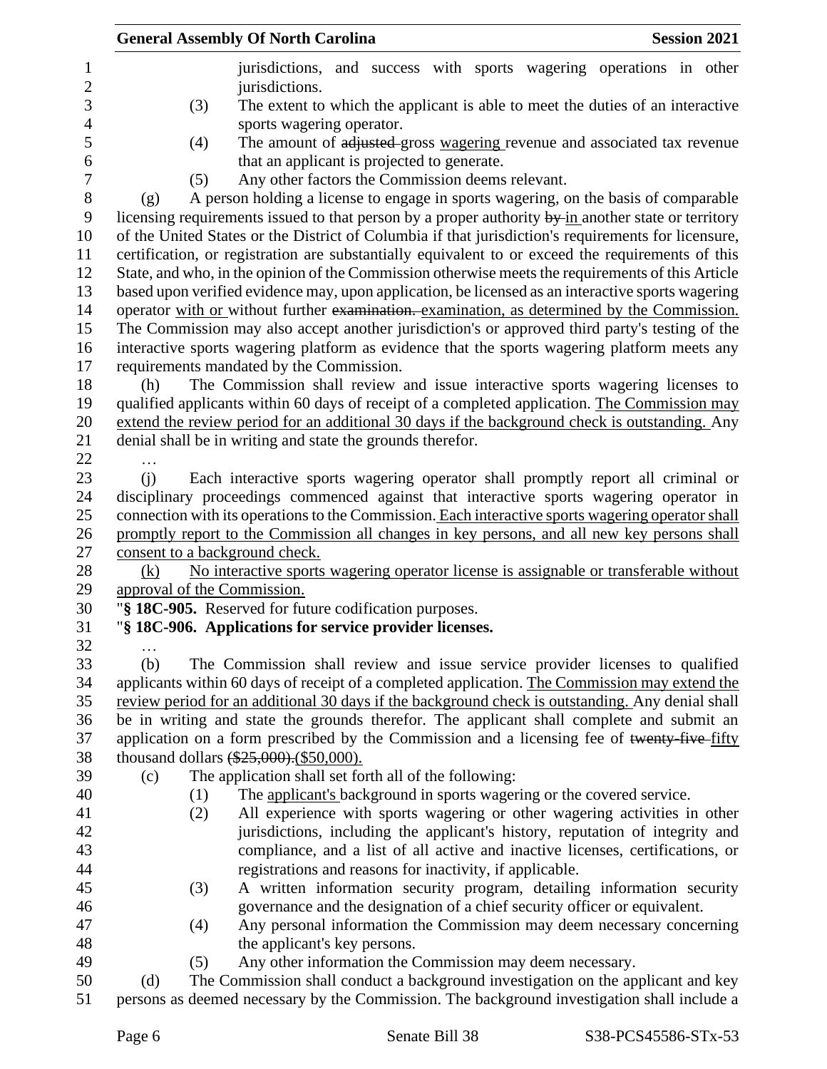jurisdictions, and success with sports wagering operations in other jurisdictions.

(3) The extent to which the applicant is able to meet the duties of an interactive sports wagering operator.

(4) The amount of ~~adjusted~~ gross <u>wagering</u> revenue and associated tax revenue that an applicant is projected to generate.

(5) Any other factors the Commission deems relevant.

(g) A person holding a license to engage in sports wagering, on the basis of comparable licensing requirements issued to that person by a proper authority ~~by~~ <u>in</u> another state or territory of the United States or the District of Columbia if that jurisdiction's requirements for licensure, certification, or registration are substantially equivalent to or exceed the requirements of this State, and who, in the opinion of the Commission otherwise meets the requirements of this Article based upon verified evidence may, upon application, be licensed as an interactive sports wagering operator <u>with or</u> without further ~~examination.~~ <u>examination, as determined by the Commission.</u> The Commission may also accept another jurisdiction's or approved third party's testing of the interactive sports wagering platform as evidence that the sports wagering platform meets any requirements mandated by the Commission.

(h) The Commission shall review and issue interactive sports wagering licenses to qualified applicants within 60 days of receipt of a completed application. <u>The Commission may extend the review period for an additional 30 days if the background check is outstanding.</u> Any denial shall be in writing and state the grounds therefor.

…

(j) Each interactive sports wagering operator shall promptly report all criminal or disciplinary proceedings commenced against that interactive sports wagering operator in connection with its operations to the Commission. <u>Each interactive sports wagering operator shall promptly report to the Commission all changes in key persons, and all new key persons shall consent to a background check.</u>

<u>(k) No interactive sports wagering operator license is assignable or transferable without approval of the Commission.</u>

"**§ 18C-905.** Reserved for future codification purposes.

"**§ 18C-906. Applications for service provider licenses.**

…

(b) The Commission shall review and issue service provider licenses to qualified applicants within 60 days of receipt of a completed application. <u>The Commission may extend the review period for an additional 30 days if the background check is outstanding.</u> Any denial shall be in writing and state the grounds therefor. The applicant shall complete and submit an application on a form prescribed by the Commission and a licensing fee of ~~twenty-five~~ <u>fifty</u> thousand dollars ~~($25,000).~~<u>($50,000).</u>

(c) The application shall set forth all of the following:

(1) The <u>applicant's</u> background in sports wagering or the covered service.

(2) All experience with sports wagering or other wagering activities in other jurisdictions, including the applicant's history, reputation of integrity and compliance, and a list of all active and inactive licenses, certifications, or registrations and reasons for inactivity, if applicable.

(3) A written information security program, detailing information security governance and the designation of a chief security officer or equivalent.

(4) Any personal information the Commission may deem necessary concerning the applicant's key persons.

(5) Any other information the Commission may deem necessary.

(d) The Commission shall conduct a background investigation on the applicant and key persons as deemed necessary by the Commission. The background investigation shall include a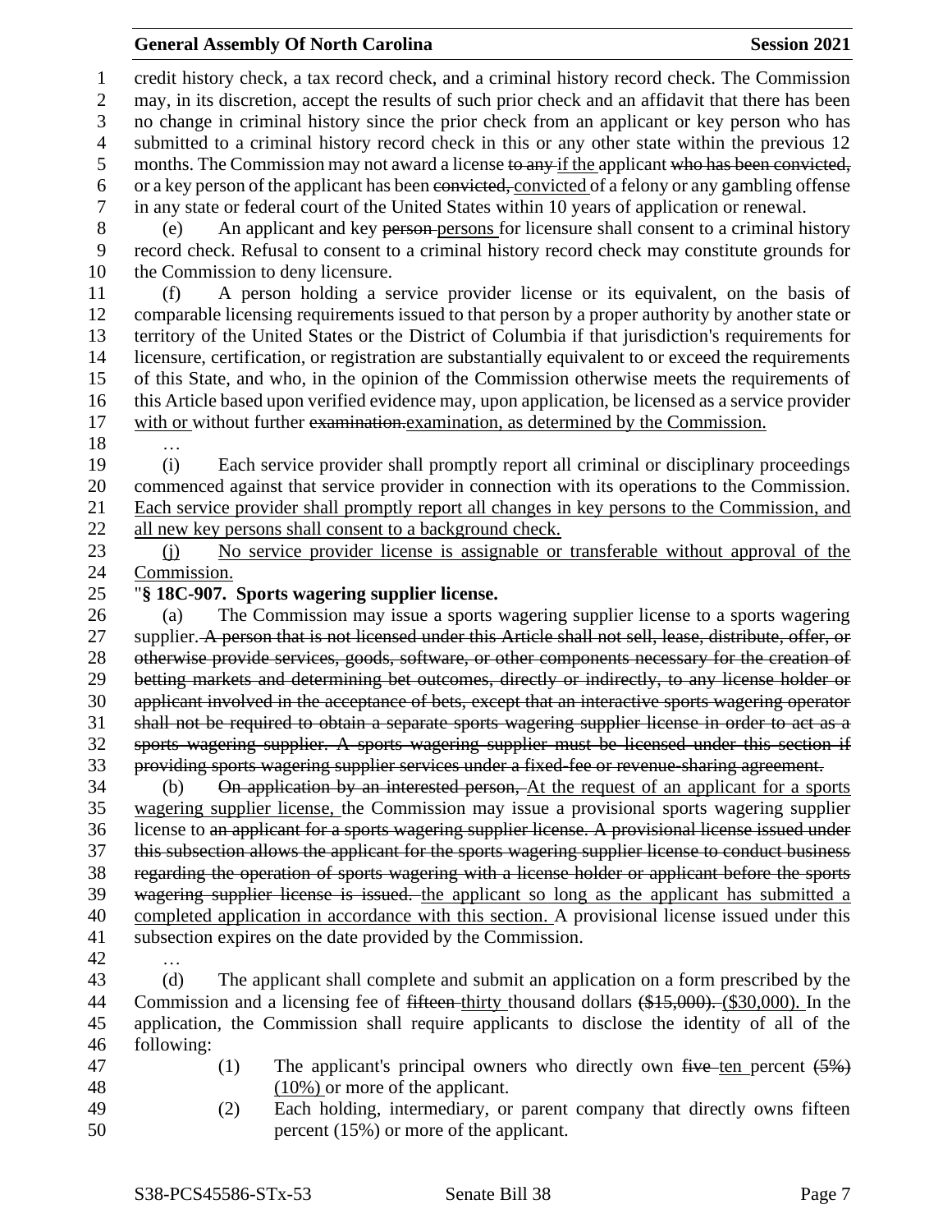credit history check, a tax record check, and a criminal history record check. The Commission may, in its discretion, accept the results of such prior check and an affidavit that there has been no change in criminal history since the prior check from an applicant or key person who has submitted to a criminal history record check in this or any other state within the previous 12 months. The Commission may not award a license ~~to any~~ if the applicant ~~who has been convicted,~~ or a key person of the applicant has been ~~convicted,~~ convicted of a felony or any gambling offense in any state or federal court of the United States within 10 years of application or renewal.

(e) An applicant and key ~~person~~ persons for licensure shall consent to a criminal history record check. Refusal to consent to a criminal history record check may constitute grounds for the Commission to deny licensure.

(f) A person holding a service provider license or its equivalent, on the basis of comparable licensing requirements issued to that person by a proper authority by another state or territory of the United States or the District of Columbia if that jurisdiction's requirements for licensure, certification, or registration are substantially equivalent to or exceed the requirements of this State, and who, in the opinion of the Commission otherwise meets the requirements of this Article based upon verified evidence may, upon application, be licensed as a service provider with or without further ~~examination.~~ examination, as determined by the Commission.

…

(i) Each service provider shall promptly report all criminal or disciplinary proceedings commenced against that service provider in connection with its operations to the Commission. Each service provider shall promptly report all changes in key persons to the Commission, and all new key persons shall consent to a background check.

(j) No service provider license is assignable or transferable without approval of the Commission.

"**§ 18C-907. Sports wagering supplier license.**

(a) The Commission may issue a sports wagering supplier license to a sports wagering supplier. ~~A person that is not licensed under this Article shall not sell, lease, distribute, offer, or otherwise provide services, goods, software, or other components necessary for the creation of betting markets and determining bet outcomes, directly or indirectly, to any license holder or applicant involved in the acceptance of bets, except that an interactive sports wagering operator shall not be required to obtain a separate sports wagering supplier license in order to act as a sports wagering supplier. A sports wagering supplier must be licensed under this section if providing sports wagering supplier services under a fixed-fee or revenue-sharing agreement.~~

(b) ~~On application by an interested person,~~ At the request of an applicant for a sports wagering supplier license, the Commission may issue a provisional sports wagering supplier license to ~~an applicant for a sports wagering supplier license. A provisional license issued under this subsection allows the applicant for the sports wagering supplier license to conduct business regarding the operation of sports wagering with a license holder or applicant before the sports wagering supplier license is issued.~~ the applicant so long as the applicant has submitted a completed application in accordance with this section. A provisional license issued under this subsection expires on the date provided by the Commission.

…

(d) The applicant shall complete and submit an application on a form prescribed by the Commission and a licensing fee of ~~fifteen~~ thirty thousand dollars ~~($15,000).~~ ($30,000). In the application, the Commission shall require applicants to disclose the identity of all of the following:

(1) The applicant's principal owners who directly own ~~five~~ ten percent ~~(5%)~~ (10%) or more of the applicant.

(2) Each holding, intermediary, or parent company that directly owns fifteen percent (15%) or more of the applicant.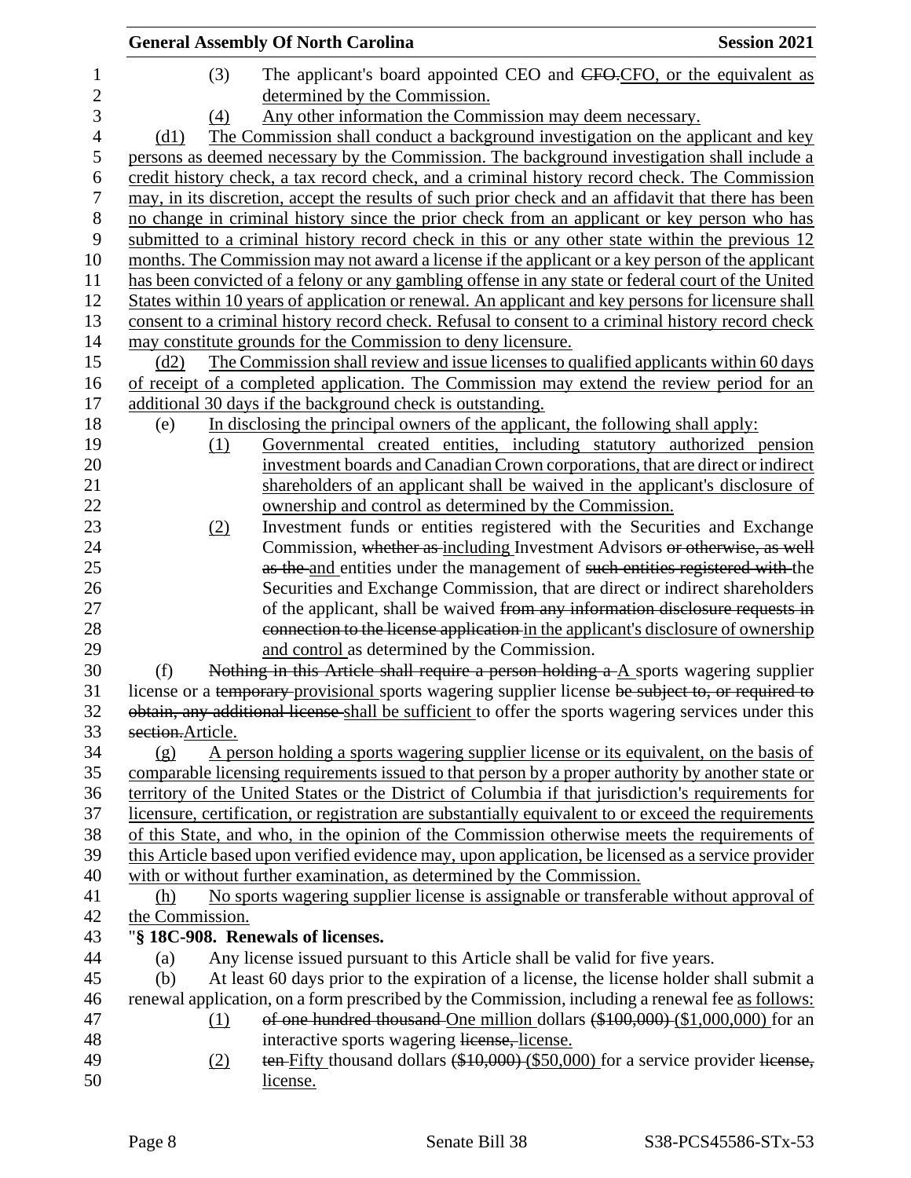(3) The applicant's board appointed CEO and CFO.CFO, or the equivalent as determined by the Commission.

(4) Any other information the Commission may deem necessary.

(d1) The Commission shall conduct a background investigation on the applicant and key persons as deemed necessary by the Commission. The background investigation shall include a credit history check, a tax record check, and a criminal history record check. The Commission may, in its discretion, accept the results of such prior check and an affidavit that there has been no change in criminal history since the prior check from an applicant or key person who has submitted to a criminal history record check in this or any other state within the previous 12 months. The Commission may not award a license if the applicant or a key person of the applicant has been convicted of a felony or any gambling offense in any state or federal court of the United States within 10 years of application or renewal. An applicant and key persons for licensure shall consent to a criminal history record check. Refusal to consent to a criminal history record check may constitute grounds for the Commission to deny licensure.

(d2) The Commission shall review and issue licenses to qualified applicants within 60 days of receipt of a completed application. The Commission may extend the review period for an additional 30 days if the background check is outstanding.

(e) In disclosing the principal owners of the applicant, the following shall apply:

(1) Governmental created entities, including statutory authorized pension investment boards and Canadian Crown corporations, that are direct or indirect shareholders of an applicant shall be waived in the applicant's disclosure of ownership and control as determined by the Commission.

(2) Investment funds or entities registered with the Securities and Exchange Commission, whether as including Investment Advisors or otherwise, as well as the and entities under the management of such entities registered with the Securities and Exchange Commission, that are direct or indirect shareholders of the applicant, shall be waived from any information disclosure requests in connection to the license application in the applicant's disclosure of ownership and control as determined by the Commission.

(f) Nothing in this Article shall require a person holding a A sports wagering supplier license or a temporary provisional sports wagering supplier license be subject to, or required to obtain, any additional license shall be sufficient to offer the sports wagering services under this section.Article.

(g) A person holding a sports wagering supplier license or its equivalent, on the basis of comparable licensing requirements issued to that person by a proper authority by another state or territory of the United States or the District of Columbia if that jurisdiction's requirements for licensure, certification, or registration are substantially equivalent to or exceed the requirements of this State, and who, in the opinion of the Commission otherwise meets the requirements of this Article based upon verified evidence may, upon application, be licensed as a service provider with or without further examination, as determined by the Commission.

(h) No sports wagering supplier license is assignable or transferable without approval of the Commission.

"**§ 18C-908. Renewals of licenses.**

(a) Any license issued pursuant to this Article shall be valid for five years.

(b) At least 60 days prior to the expiration of a license, the license holder shall submit a renewal application, on a form prescribed by the Commission, including a renewal fee as follows:

(1) of one hundred thousand One million dollars (\$100,000) (\$1,000,000) for an interactive sports wagering license, license.

(2) ten Fifty thousand dollars (\$10,000) (\$50,000) for a service provider license, license.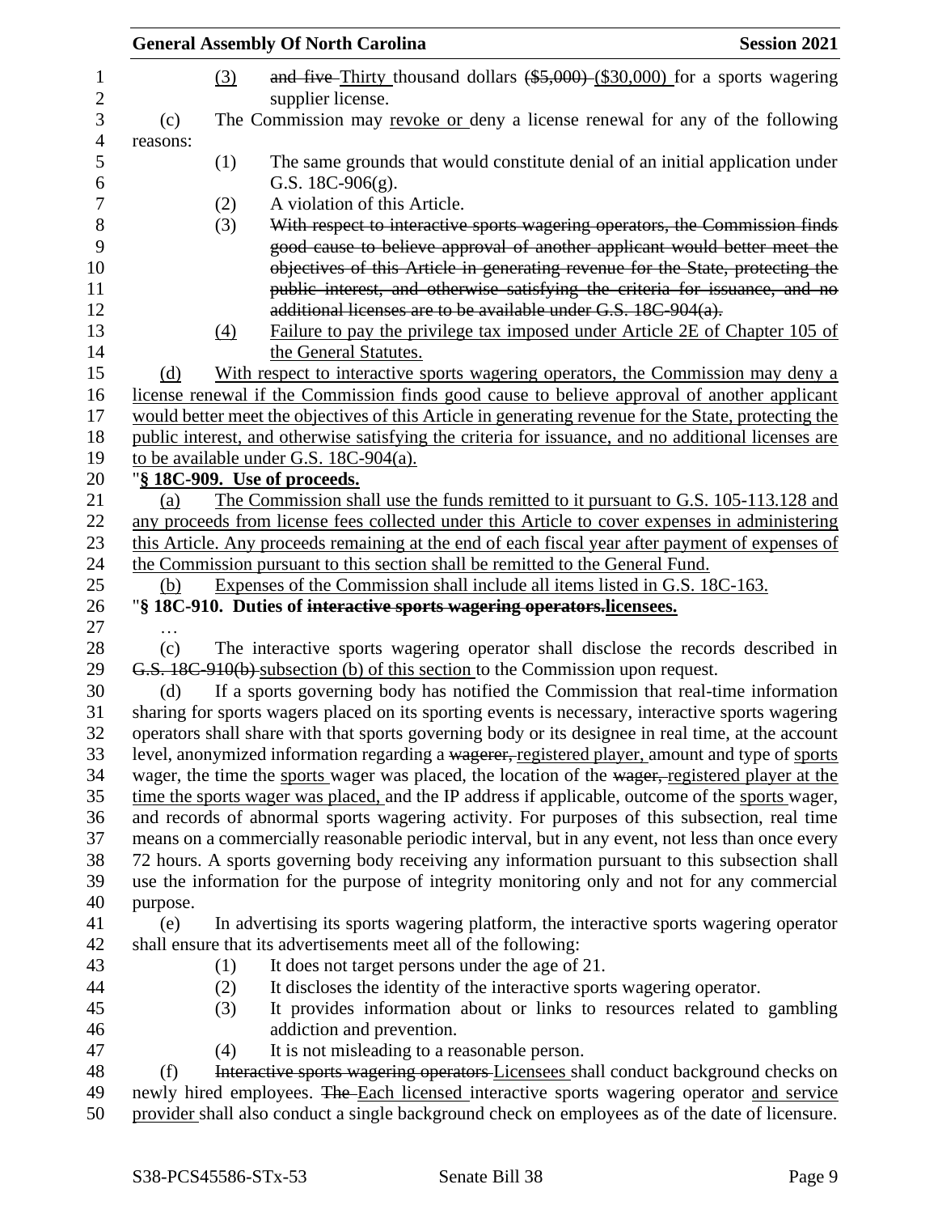(3) ~~and five~~ Thirty thousand dollars ~~($5,000)~~ ($30,000) for a sports wagering supplier license.

(c) The Commission may revoke or deny a license renewal for any of the following reasons:

(1) The same grounds that would constitute denial of an initial application under G.S. 18C-906(g).

(2) A violation of this Article.

(3) ~~With respect to interactive sports wagering operators, the Commission finds good cause to believe approval of another applicant would better meet the objectives of this Article in generating revenue for the State, protecting the public interest, and otherwise satisfying the criteria for issuance, and no additional licenses are to be available under G.S. 18C-904(a).~~

(4) Failure to pay the privilege tax imposed under Article 2E of Chapter 105 of the General Statutes.

(d) With respect to interactive sports wagering operators, the Commission may deny a license renewal if the Commission finds good cause to believe approval of another applicant would better meet the objectives of this Article in generating revenue for the State, protecting the public interest, and otherwise satisfying the criteria for issuance, and no additional licenses are to be available under G.S. 18C-904(a).

"**§ 18C-909. Use of proceeds.**

(a) The Commission shall use the funds remitted to it pursuant to G.S. 105-113.128 and any proceeds from license fees collected under this Article to cover expenses in administering this Article. Any proceeds remaining at the end of each fiscal year after payment of expenses of the Commission pursuant to this section shall be remitted to the General Fund.

(b) Expenses of the Commission shall include all items listed in G.S. 18C-163.

"**§ 18C-910. Duties of ~~interactive sports wagering operators.~~licensees.**

…

(c) The interactive sports wagering operator shall disclose the records described in ~~G.S. 18C-910(b)~~ subsection (b) of this section to the Commission upon request.

(d) If a sports governing body has notified the Commission that real-time information sharing for sports wagers placed on its sporting events is necessary, interactive sports wagering operators shall share with that sports governing body or its designee in real time, at the account level, anonymized information regarding a ~~wagerer,~~ registered player, amount and type of sports wager, the time the sports wager was placed, the location of the ~~wager,~~ registered player at the time the sports wager was placed, and the IP address if applicable, outcome of the sports wager, and records of abnormal sports wagering activity. For purposes of this subsection, real time means on a commercially reasonable periodic interval, but in any event, not less than once every 72 hours. A sports governing body receiving any information pursuant to this subsection shall use the information for the purpose of integrity monitoring only and not for any commercial purpose.

(e) In advertising its sports wagering platform, the interactive sports wagering operator shall ensure that its advertisements meet all of the following:

(1) It does not target persons under the age of 21.

(2) It discloses the identity of the interactive sports wagering operator.

(3) It provides information about or links to resources related to gambling addiction and prevention.

(4) It is not misleading to a reasonable person.

(f) ~~Interactive sports wagering operators~~ Licensees shall conduct background checks on newly hired employees. ~~The~~ Each licensed interactive sports wagering operator and service provider shall also conduct a single background check on employees as of the date of licensure.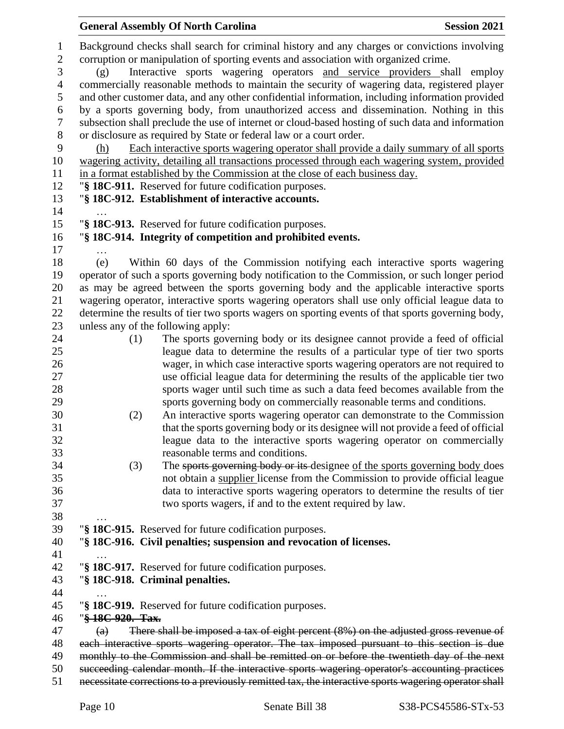Background checks shall search for criminal history and any charges or convictions involving corruption or manipulation of sporting events and association with organized crime.

(g) Interactive sports wagering operators <u>and service providers</u> shall employ commercially reasonable methods to maintain the security of wagering data, registered player and other customer data, and any other confidential information, including information provided by a sports governing body, from unauthorized access and dissemination. Nothing in this subsection shall preclude the use of internet or cloud-based hosting of such data and information or disclosure as required by State or federal law or a court order.

<u>(h) Each interactive sports wagering operator shall provide a daily summary of all sports wagering activity, detailing all transactions processed through each wagering system, provided in a format established by the Commission at the close of each business day.</u>

"**§ 18C-911.** Reserved for future codification purposes.

"**§ 18C-912. Establishment of interactive accounts.**

…

"**§ 18C-913.** Reserved for future codification purposes.

"**§ 18C-914. Integrity of competition and prohibited events.**

…

(e) Within 60 days of the Commission notifying each interactive sports wagering operator of such a sports governing body notification to the Commission, or such longer period as may be agreed between the sports governing body and the applicable interactive sports wagering operator, interactive sports wagering operators shall use only official league data to determine the results of tier two sports wagers on sporting events of that sports governing body, unless any of the following apply:

(1) The sports governing body or its designee cannot provide a feed of official league data to determine the results of a particular type of tier two sports wager, in which case interactive sports wagering operators are not required to use official league data for determining the results of the applicable tier two sports wager until such time as such a data feed becomes available from the sports governing body on commercially reasonable terms and conditions.

(2) An interactive sports wagering operator can demonstrate to the Commission that the sports governing body or its designee will not provide a feed of official league data to the interactive sports wagering operator on commercially reasonable terms and conditions.

(3) The ~~sports governing body or its~~ designee <u>of the sports governing body</u> does not obtain a <u>supplier</u> license from the Commission to provide official league data to interactive sports wagering operators to determine the results of tier two sports wagers, if and to the extent required by law.

…

"**§ 18C-915.** Reserved for future codification purposes.

"**§ 18C-916. Civil penalties; suspension and revocation of licenses.**

…

"**§ 18C-917.** Reserved for future codification purposes.

"**§ 18C-918. Criminal penalties.**

…

"**§ 18C-919.** Reserved for future codification purposes.

"~~**§ 18C-920. Tax.**~~

~~(a) There shall be imposed a tax of eight percent (8%) on the adjusted gross revenue of each interactive sports wagering operator. The tax imposed pursuant to this section is due monthly to the Commission and shall be remitted on or before the twentieth day of the next succeeding calendar month. If the interactive sports wagering operator's accounting practices necessitate corrections to a previously remitted tax, the interactive sports wagering operator shall~~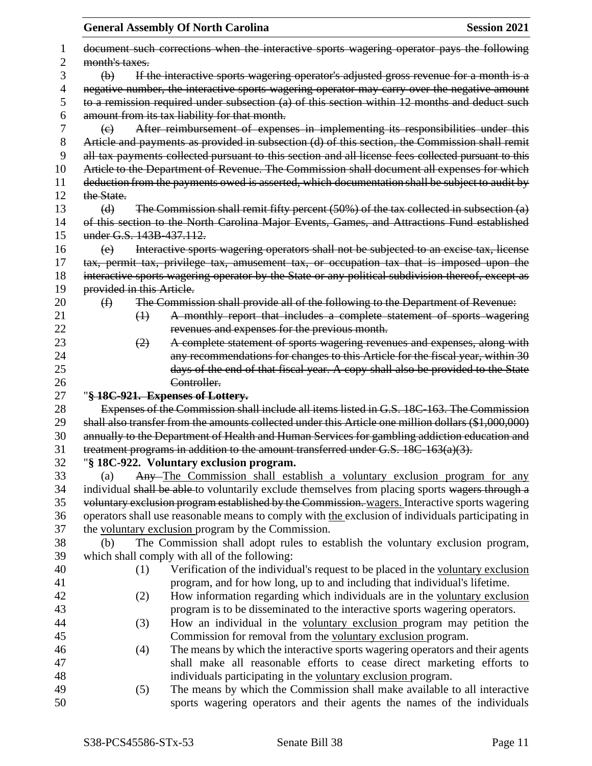~~document such corrections when the interactive sports wagering operator pays the following month's taxes.~~

~~(b) If the interactive sports wagering operator's adjusted gross revenue for a month is a negative number, the interactive sports wagering operator may carry over the negative amount to a remission required under subsection (a) of this section within 12 months and deduct such amount from its tax liability for that month.~~

~~(c) After reimbursement of expenses in implementing its responsibilities under this Article and payments as provided in subsection (d) of this section, the Commission shall remit all tax payments collected pursuant to this section and all license fees collected pursuant to this Article to the Department of Revenue. The Commission shall document all expenses for which deduction from the payments owed is asserted, which documentation shall be subject to audit by the State.~~

~~(d) The Commission shall remit fifty percent (50%) of the tax collected in subsection (a) of this section to the North Carolina Major Events, Games, and Attractions Fund established under G.S. 143B-437.112.~~

~~(e) Interactive sports wagering operators shall not be subjected to an excise tax, license tax, permit tax, privilege tax, amusement tax, or occupation tax that is imposed upon the interactive sports wagering operator by the State or any political subdivision thereof, except as provided in this Article.~~

~~(f) The Commission shall provide all of the following to the Department of Revenue:~~

~~(1) A monthly report that includes a complete statement of sports wagering revenues and expenses for the previous month.~~

~~(2) A complete statement of sports wagering revenues and expenses, along with any recommendations for changes to this Article for the fiscal year, within 30 days of the end of that fiscal year. A copy shall also be provided to the State Controller.~~

"**~~§ 18C-921. Expenses of Lottery.~~**

~~Expenses of the Commission shall include all items listed in G.S. 18C-163. The Commission shall also transfer from the amounts collected under this Article one million dollars ($1,000,000) annually to the Department of Health and Human Services for gambling addiction education and treatment programs in addition to the amount transferred under G.S. 18C-163(a)(3).~~

"**§ 18C-922. Voluntary exclusion program.**

(a) ~~Any~~ The Commission shall establish a voluntary exclusion program for any individual ~~shall be able~~ to voluntarily exclude themselves from placing sports ~~wagers through a voluntary exclusion program established by the Commission.~~ wagers. Interactive sports wagering operators shall use reasonable means to comply with the exclusion of individuals participating in the voluntary exclusion program by the Commission.

(b) The Commission shall adopt rules to establish the voluntary exclusion program, which shall comply with all of the following:

(1) Verification of the individual's request to be placed in the voluntary exclusion program, and for how long, up to and including that individual's lifetime.

(2) How information regarding which individuals are in the voluntary exclusion program is to be disseminated to the interactive sports wagering operators.

(3) How an individual in the voluntary exclusion program may petition the Commission for removal from the voluntary exclusion program.

(4) The means by which the interactive sports wagering operators and their agents shall make all reasonable efforts to cease direct marketing efforts to individuals participating in the voluntary exclusion program.

(5) The means by which the Commission shall make available to all interactive sports wagering operators and their agents the names of the individuals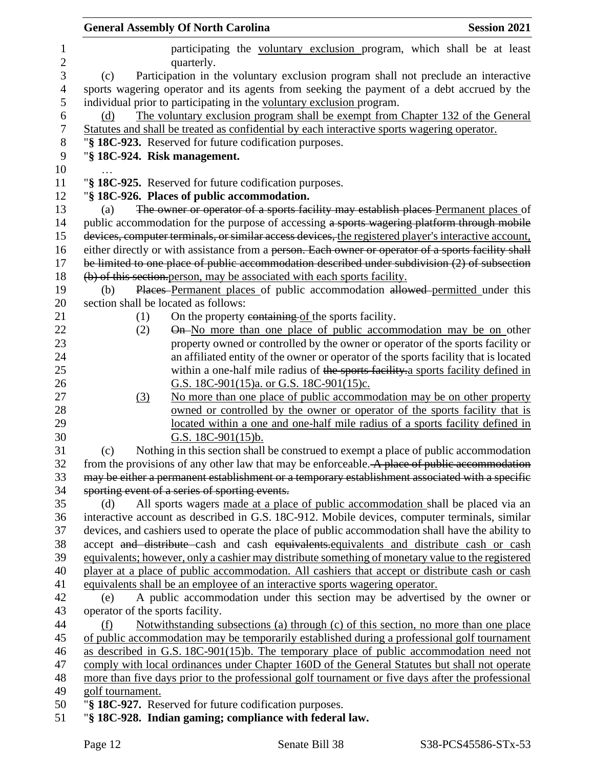participating the voluntary exclusion program, which shall be at least quarterly.

(c) Participation in the voluntary exclusion program shall not preclude an interactive sports wagering operator and its agents from seeking the payment of a debt accrued by the individual prior to participating in the voluntary exclusion program.

(d) The voluntary exclusion program shall be exempt from Chapter 132 of the General Statutes and shall be treated as confidential by each interactive sports wagering operator.

"**§ 18C-923.** Reserved for future codification purposes.

"**§ 18C-924. Risk management.**

…

"**§ 18C-925.** Reserved for future codification purposes.

"**§ 18C-926. Places of public accommodation.**

(a) ~~The owner or operator of a sports facility may establish places~~ Permanent places of public accommodation for the purpose of accessing ~~a sports wagering platform through mobile devices, computer terminals, or similar access devices,~~ the registered player's interactive account, either directly or with assistance from a ~~person. Each owner or operator of a sports facility shall be limited to one place of public accommodation described under subdivision (2) of subsection (b) of this section.~~ person, may be associated with each sports facility.

(b) ~~Places~~ Permanent places of public accommodation ~~allowed~~ permitted under this section shall be located as follows:

(1) On the property ~~containing~~ of the sports facility.

(2) ~~On~~ No more than one place of public accommodation may be on other property owned or controlled by the owner or operator of the sports facility or an affiliated entity of the owner or operator of the sports facility that is located within a one-half mile radius of ~~the sports facility.~~ a sports facility defined in G.S. 18C-901(15)a. or G.S. 18C-901(15)c.

(3) No more than one place of public accommodation may be on other property owned or controlled by the owner or operator of the sports facility that is located within a one and one-half mile radius of a sports facility defined in G.S. 18C-901(15)b.

(c) Nothing in this section shall be construed to exempt a place of public accommodation from the provisions of any other law that may be enforceable. ~~A place of public accommodation may be either a permanent establishment or a temporary establishment associated with a specific sporting event or a series of sporting events.~~

(d) All sports wagers made at a place of public accommodation shall be placed via an interactive account as described in G.S. 18C-912. Mobile devices, computer terminals, similar devices, and cashiers used to operate the place of public accommodation shall have the ability to accept ~~and distribute~~ cash and cash ~~equivalents.~~ equivalents and distribute cash or cash equivalents; however, only a cashier may distribute something of monetary value to the registered player at a place of public accommodation. All cashiers that accept or distribute cash or cash equivalents shall be an employee of an interactive sports wagering operator.

(e) A public accommodation under this section may be advertised by the owner or operator of the sports facility.

(f) Notwithstanding subsections (a) through (c) of this section, no more than one place of public accommodation may be temporarily established during a professional golf tournament as described in G.S. 18C-901(15)b. The temporary place of public accommodation need not comply with local ordinances under Chapter 160D of the General Statutes but shall not operate more than five days prior to the professional golf tournament or five days after the professional golf tournament.

"**§ 18C-927.** Reserved for future codification purposes.

"**§ 18C-928. Indian gaming; compliance with federal law.**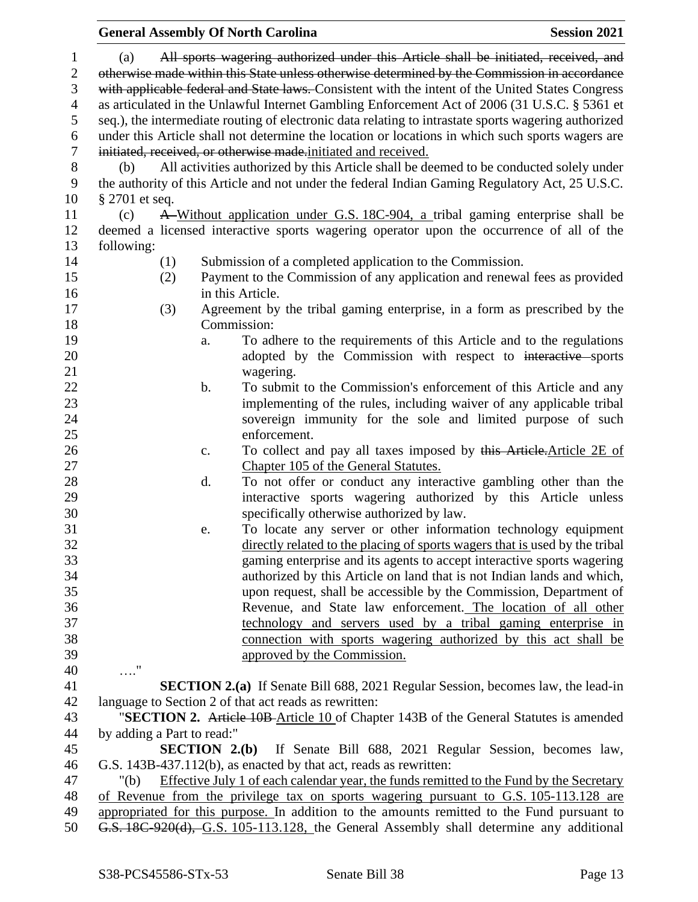(a) ~~All sports wagering authorized under this Article shall be initiated, received, and otherwise made within this State unless otherwise determined by the Commission in accordance with applicable federal and State laws.~~ Consistent with the intent of the United States Congress as articulated in the Unlawful Internet Gambling Enforcement Act of 2006 (31 U.S.C. § 5361 et seq.), the intermediate routing of electronic data relating to intrastate sports wagering authorized under this Article shall not determine the location or locations in which such sports wagers are ~~initiated, received, or otherwise made.~~ <u>initiated and received.</u>

(b) All activities authorized by this Article shall be deemed to be conducted solely under the authority of this Article and not under the federal Indian Gaming Regulatory Act, 25 U.S.C. § 2701 et seq.

(c) ~~A~~ <u>Without application under G.S. 18C-904, a</u> tribal gaming enterprise shall be deemed a licensed interactive sports wagering operator upon the occurrence of all of the following:

(1) Submission of a completed application to the Commission.

(2) Payment to the Commission of any application and renewal fees as provided in this Article.

(3) Agreement by the tribal gaming enterprise, in a form as prescribed by the Commission:

a. To adhere to the requirements of this Article and to the regulations adopted by the Commission with respect to ~~interactive~~ sports wagering.

b. To submit to the Commission's enforcement of this Article and any implementing of the rules, including waiver of any applicable tribal sovereign immunity for the sole and limited purpose of such enforcement.

c. To collect and pay all taxes imposed by ~~this Article.~~ <u>Article 2E of Chapter 105 of the General Statutes.</u>

d. To not offer or conduct any interactive gambling other than the interactive sports wagering authorized by this Article unless specifically otherwise authorized by law.

e. To locate any server or other information technology equipment <u>directly related to the placing of sports wagers that is</u> used by the tribal gaming enterprise and its agents to accept interactive sports wagering authorized by this Article on land that is not Indian lands and which, upon request, shall be accessible by the Commission, Department of Revenue, and State law enforcement. <u>The location of all other technology and servers used by a tribal gaming enterprise in connection with sports wagering authorized by this act shall be approved by the Commission.</u>

…."

**SECTION 2.(a)** If Senate Bill 688, 2021 Regular Session, becomes law, the lead-in language to Section 2 of that act reads as rewritten:

"**SECTION 2.** ~~Article 10B~~ <u>Article 10</u> of Chapter 143B of the General Statutes is amended by adding a Part to read:"

**SECTION 2.(b)** If Senate Bill 688, 2021 Regular Session, becomes law, G.S. 143B-437.112(b), as enacted by that act, reads as rewritten:

"(b) <u>Effective July 1 of each calendar year, the funds remitted to the Fund by the Secretary of Revenue from the privilege tax on sports wagering pursuant to G.S. 105-113.128 are appropriated for this purpose.</u> In addition to the amounts remitted to the Fund pursuant to ~~G.S. 18C-920(d),~~ <u>G.S. 105-113.128,</u> the General Assembly shall determine any additional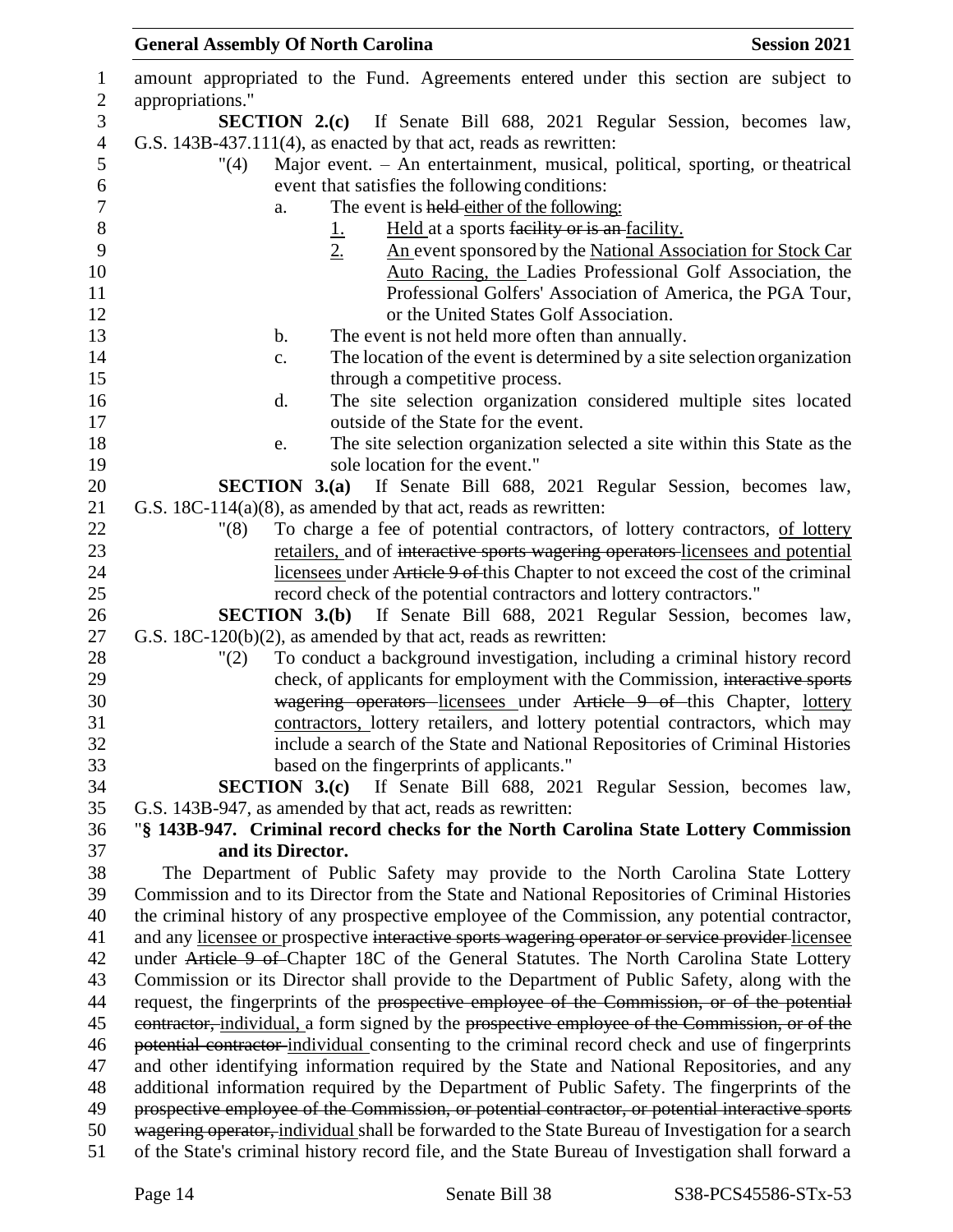amount appropriated to the Fund. Agreements entered under this section are subject to appropriations."

**SECTION 2.(c)** If Senate Bill 688, 2021 Regular Session, becomes law, G.S. 143B-437.111(4), as enacted by that act, reads as rewritten:

"(4) Major event. – An entertainment, musical, political, sporting, or theatrical event that satisfies the following conditions:

a. The event is ~~held~~ either of the following:

1. Held at a sports ~~facility or is an~~ facility.
2. An event sponsored by the National Association for Stock Car Auto Racing, the Ladies Professional Golf Association, the Professional Golfers' Association of America, the PGA Tour, or the United States Golf Association.

b. The event is not held more often than annually.

c. The location of the event is determined by a site selection organization through a competitive process.

d. The site selection organization considered multiple sites located outside of the State for the event.

e. The site selection organization selected a site within this State as the sole location for the event."

**SECTION 3.(a)** If Senate Bill 688, 2021 Regular Session, becomes law, G.S. 18C-114(a)(8), as amended by that act, reads as rewritten:

"(8) To charge a fee of potential contractors, of lottery contractors, of lottery retailers, and of ~~interactive sports wagering operators~~ licensees and potential licensees under ~~Article 9 of~~ this Chapter to not exceed the cost of the criminal record check of the potential contractors and lottery contractors."

**SECTION 3.(b)** If Senate Bill 688, 2021 Regular Session, becomes law, G.S. 18C-120(b)(2), as amended by that act, reads as rewritten:

"(2) To conduct a background investigation, including a criminal history record check, of applicants for employment with the Commission, ~~interactive sports wagering operators~~ licensees under ~~Article 9 of~~ this Chapter, lottery contractors, lottery retailers, and lottery potential contractors, which may include a search of the State and National Repositories of Criminal Histories based on the fingerprints of applicants."

**SECTION 3.(c)** If Senate Bill 688, 2021 Regular Session, becomes law, G.S. 143B-947, as amended by that act, reads as rewritten:

"**§ 143B-947. Criminal record checks for the North Carolina State Lottery Commission and its Director.**

The Department of Public Safety may provide to the North Carolina State Lottery Commission and to its Director from the State and National Repositories of Criminal Histories the criminal history of any prospective employee of the Commission, any potential contractor, and any licensee or prospective ~~interactive sports wagering operator or service provider~~ licensee under ~~Article 9 of~~ Chapter 18C of the General Statutes. The North Carolina State Lottery Commission or its Director shall provide to the Department of Public Safety, along with the request, the fingerprints of the ~~prospective employee of the Commission, or of the potential contractor,~~ individual, a form signed by the ~~prospective employee of the Commission, or of the potential contractor~~ individual consenting to the criminal record check and use of fingerprints and other identifying information required by the State and National Repositories, and any additional information required by the Department of Public Safety. The fingerprints of the ~~prospective employee of the Commission, or potential contractor, or potential interactive sports wagering operator,~~ individual shall be forwarded to the State Bureau of Investigation for a search of the State's criminal history record file, and the State Bureau of Investigation shall forward a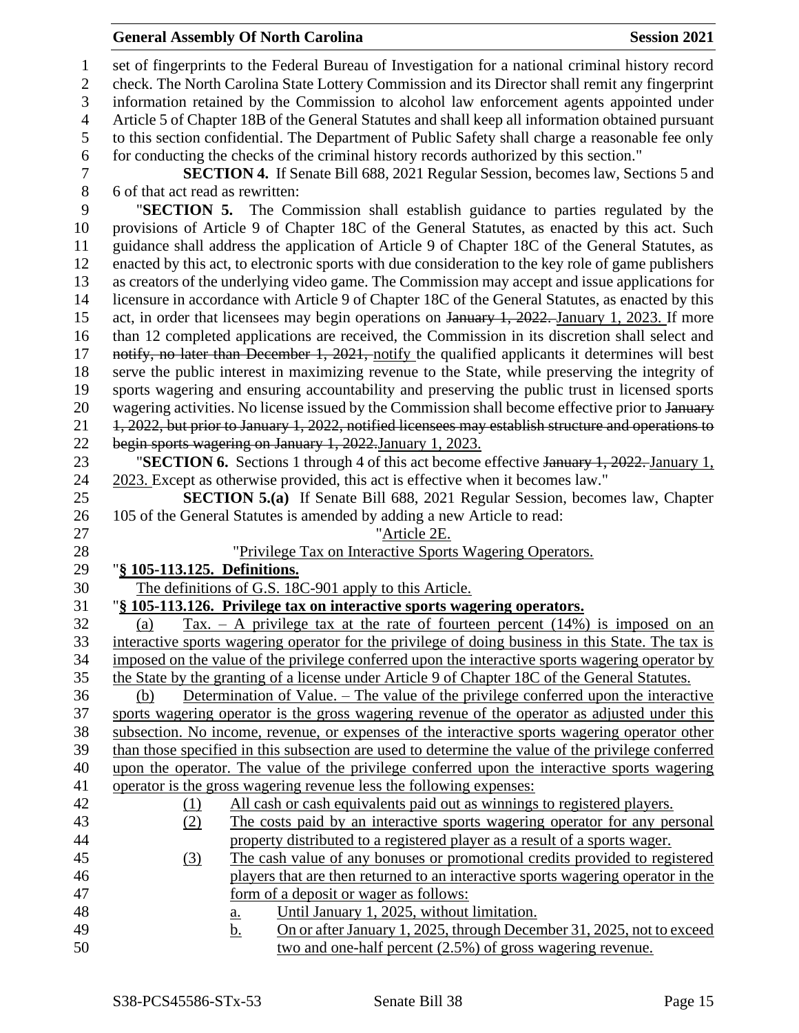set of fingerprints to the Federal Bureau of Investigation for a national criminal history record check. The North Carolina State Lottery Commission and its Director shall remit any fingerprint information retained by the Commission to alcohol law enforcement agents appointed under Article 5 of Chapter 18B of the General Statutes and shall keep all information obtained pursuant to this section confidential. The Department of Public Safety shall charge a reasonable fee only for conducting the checks of the criminal history records authorized by this section."

**SECTION 4.** If Senate Bill 688, 2021 Regular Session, becomes law, Sections 5 and 6 of that act read as rewritten:

"**SECTION 5.** The Commission shall establish guidance to parties regulated by the provisions of Article 9 of Chapter 18C of the General Statutes, as enacted by this act. Such guidance shall address the application of Article 9 of Chapter 18C of the General Statutes, as enacted by this act, to electronic sports with due consideration to the key role of game publishers as creators of the underlying video game. The Commission may accept and issue applications for licensure in accordance with Article 9 of Chapter 18C of the General Statutes, as enacted by this act, in order that licensees may begin operations on ~~January 1, 2022.~~ January 1, 2023. If more than 12 completed applications are received, the Commission in its discretion shall select and ~~notify, no later than December 1, 2021,~~ notify the qualified applicants it determines will best serve the public interest in maximizing revenue to the State, while preserving the integrity of sports wagering and ensuring accountability and preserving the public trust in licensed sports wagering activities. No license issued by the Commission shall become effective prior to ~~January 1, 2022, but prior to January 1, 2022, notified licensees may establish structure and operations to begin sports wagering on January 1, 2022.~~January 1, 2023.

"**SECTION 6.** Sections 1 through 4 of this act become effective ~~January 1, 2022.~~ January 1, 2023. Except as otherwise provided, this act is effective when it becomes law."

**SECTION 5.(a)** If Senate Bill 688, 2021 Regular Session, becomes law, Chapter 105 of the General Statutes is amended by adding a new Article to read:

"Article 2E.

"Privilege Tax on Interactive Sports Wagering Operators.

"**§ 105-113.125. Definitions.**

The definitions of G.S. 18C-901 apply to this Article.

"**§ 105-113.126. Privilege tax on interactive sports wagering operators.**

(a) Tax. – A privilege tax at the rate of fourteen percent (14%) is imposed on an interactive sports wagering operator for the privilege of doing business in this State. The tax is imposed on the value of the privilege conferred upon the interactive sports wagering operator by the State by the granting of a license under Article 9 of Chapter 18C of the General Statutes.

(b) Determination of Value. – The value of the privilege conferred upon the interactive sports wagering operator is the gross wagering revenue of the operator as adjusted under this subsection. No income, revenue, or expenses of the interactive sports wagering operator other than those specified in this subsection are used to determine the value of the privilege conferred upon the operator. The value of the privilege conferred upon the interactive sports wagering operator is the gross wagering revenue less the following expenses:

(1) All cash or cash equivalents paid out as winnings to registered players.

(2) The costs paid by an interactive sports wagering operator for any personal property distributed to a registered player as a result of a sports wager.

(3) The cash value of any bonuses or promotional credits provided to registered players that are then returned to an interactive sports wagering operator in the form of a deposit or wager as follows:

a. Until January 1, 2025, without limitation.

b. On or after January 1, 2025, through December 31, 2025, not to exceed two and one-half percent (2.5%) of gross wagering revenue.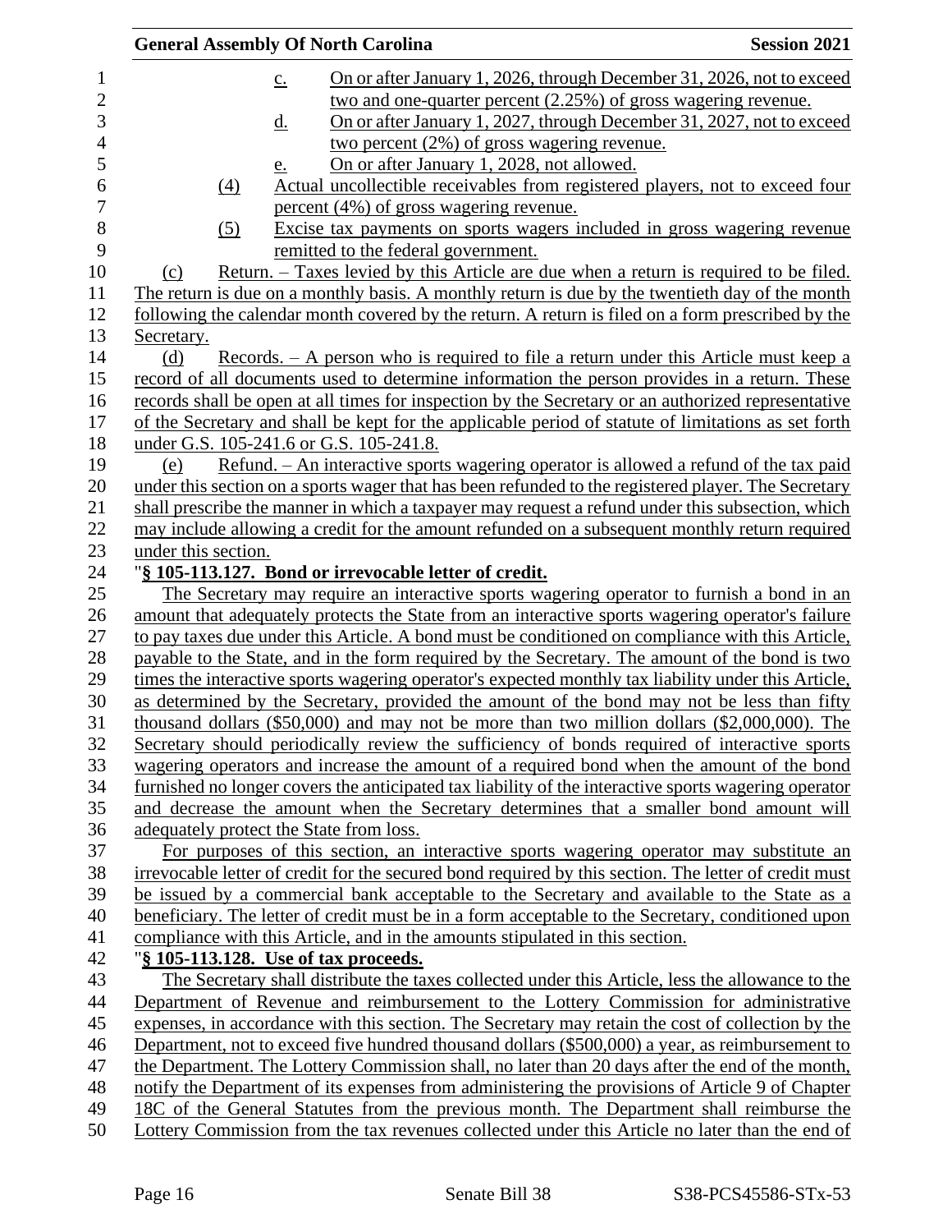c. On or after January 1, 2026, through December 31, 2026, not to exceed two and one-quarter percent (2.25%) of gross wagering revenue.

d. On or after January 1, 2027, through December 31, 2027, not to exceed two percent (2%) of gross wagering revenue.

e. On or after January 1, 2028, not allowed.

(4) Actual uncollectible receivables from registered players, not to exceed four percent (4%) of gross wagering revenue.

(5) Excise tax payments on sports wagers included in gross wagering revenue remitted to the federal government.

(c) Return. – Taxes levied by this Article are due when a return is required to be filed. The return is due on a monthly basis. A monthly return is due by the twentieth day of the month following the calendar month covered by the return. A return is filed on a form prescribed by the Secretary.

(d) Records. – A person who is required to file a return under this Article must keep a record of all documents used to determine information the person provides in a return. These records shall be open at all times for inspection by the Secretary or an authorized representative of the Secretary and shall be kept for the applicable period of statute of limitations as set forth under G.S. 105-241.6 or G.S. 105-241.8.

(e) Refund. – An interactive sports wagering operator is allowed a refund of the tax paid under this section on a sports wager that has been refunded to the registered player. The Secretary shall prescribe the manner in which a taxpayer may request a refund under this subsection, which may include allowing a credit for the amount refunded on a subsequent monthly return required under this section.

"**§ 105-113.127. Bond or irrevocable letter of credit.**

The Secretary may require an interactive sports wagering operator to furnish a bond in an amount that adequately protects the State from an interactive sports wagering operator's failure to pay taxes due under this Article. A bond must be conditioned on compliance with this Article, payable to the State, and in the form required by the Secretary. The amount of the bond is two times the interactive sports wagering operator's expected monthly tax liability under this Article, as determined by the Secretary, provided the amount of the bond may not be less than fifty thousand dollars ($50,000) and may not be more than two million dollars ($2,000,000). The Secretary should periodically review the sufficiency of bonds required of interactive sports wagering operators and increase the amount of a required bond when the amount of the bond furnished no longer covers the anticipated tax liability of the interactive sports wagering operator and decrease the amount when the Secretary determines that a smaller bond amount will adequately protect the State from loss.

For purposes of this section, an interactive sports wagering operator may substitute an irrevocable letter of credit for the secured bond required by this section. The letter of credit must be issued by a commercial bank acceptable to the Secretary and available to the State as a beneficiary. The letter of credit must be in a form acceptable to the Secretary, conditioned upon compliance with this Article, and in the amounts stipulated in this section.

"**§ 105-113.128. Use of tax proceeds.**

The Secretary shall distribute the taxes collected under this Article, less the allowance to the Department of Revenue and reimbursement to the Lottery Commission for administrative expenses, in accordance with this section. The Secretary may retain the cost of collection by the Department, not to exceed five hundred thousand dollars ($500,000) a year, as reimbursement to the Department. The Lottery Commission shall, no later than 20 days after the end of the month, notify the Department of its expenses from administering the provisions of Article 9 of Chapter 18C of the General Statutes from the previous month. The Department shall reimburse the Lottery Commission from the tax revenues collected under this Article no later than the end of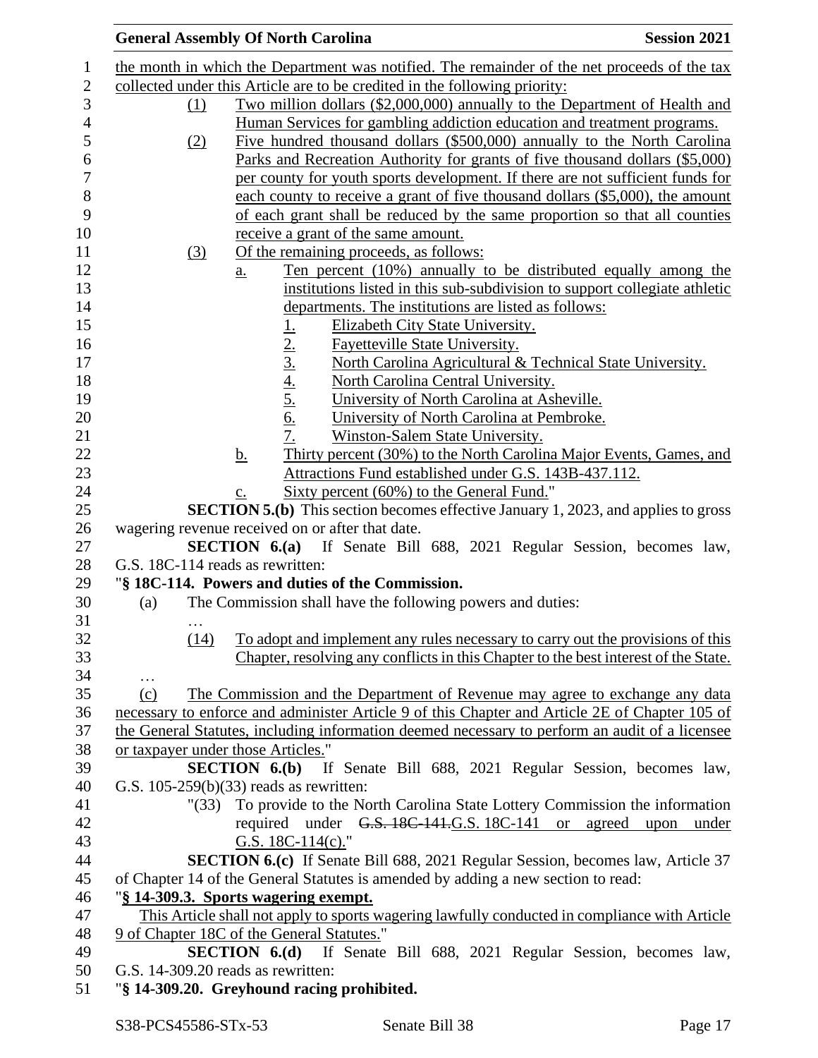the month in which the Department was notified. The remainder of the net proceeds of the tax collected under this Article are to be credited in the following priority:

(1) Two million dollars ($2,000,000) annually to the Department of Health and Human Services for gambling addiction education and treatment programs.

(2) Five hundred thousand dollars ($500,000) annually to the North Carolina Parks and Recreation Authority for grants of five thousand dollars ($5,000) per county for youth sports development. If there are not sufficient funds for each county to receive a grant of five thousand dollars ($5,000), the amount of each grant shall be reduced by the same proportion so that all counties receive a grant of the same amount.

(3) Of the remaining proceeds, as follows:

a. Ten percent (10%) annually to be distributed equally among the institutions listed in this sub-subdivision to support collegiate athletic departments. The institutions are listed as follows:

1. Elizabeth City State University.
2. Fayetteville State University.
3. North Carolina Agricultural & Technical State University.
4. North Carolina Central University.
5. University of North Carolina at Asheville.
6. University of North Carolina at Pembroke.
7. Winston-Salem State University.

b. Thirty percent (30%) to the North Carolina Major Events, Games, and Attractions Fund established under G.S. 143B-437.112.

c. Sixty percent (60%) to the General Fund."

**SECTION 5.(b)** This section becomes effective January 1, 2023, and applies to gross wagering revenue received on or after that date.

**SECTION 6.(a)** If Senate Bill 688, 2021 Regular Session, becomes law, G.S. 18C-114 reads as rewritten:

"**§ 18C-114. Powers and duties of the Commission.**

(a) The Commission shall have the following powers and duties:

…

(14) To adopt and implement any rules necessary to carry out the provisions of this Chapter, resolving any conflicts in this Chapter to the best interest of the State.

…

(c) The Commission and the Department of Revenue may agree to exchange any data necessary to enforce and administer Article 9 of this Chapter and Article 2E of Chapter 105 of the General Statutes, including information deemed necessary to perform an audit of a licensee or taxpayer under those Articles."

**SECTION 6.(b)** If Senate Bill 688, 2021 Regular Session, becomes law, G.S. 105-259(b)(33) reads as rewritten:

"(33) To provide to the North Carolina State Lottery Commission the information required under ~~G.S. 18C-141.~~G.S. 18C-141 or agreed upon under G.S. 18C-114(c)."

**SECTION 6.(c)** If Senate Bill 688, 2021 Regular Session, becomes law, Article 37 of Chapter 14 of the General Statutes is amended by adding a new section to read:

"**§ 14-309.3. Sports wagering exempt.**

This Article shall not apply to sports wagering lawfully conducted in compliance with Article 9 of Chapter 18C of the General Statutes."

**SECTION 6.(d)** If Senate Bill 688, 2021 Regular Session, becomes law, G.S. 14-309.20 reads as rewritten:

"**§ 14-309.20. Greyhound racing prohibited.**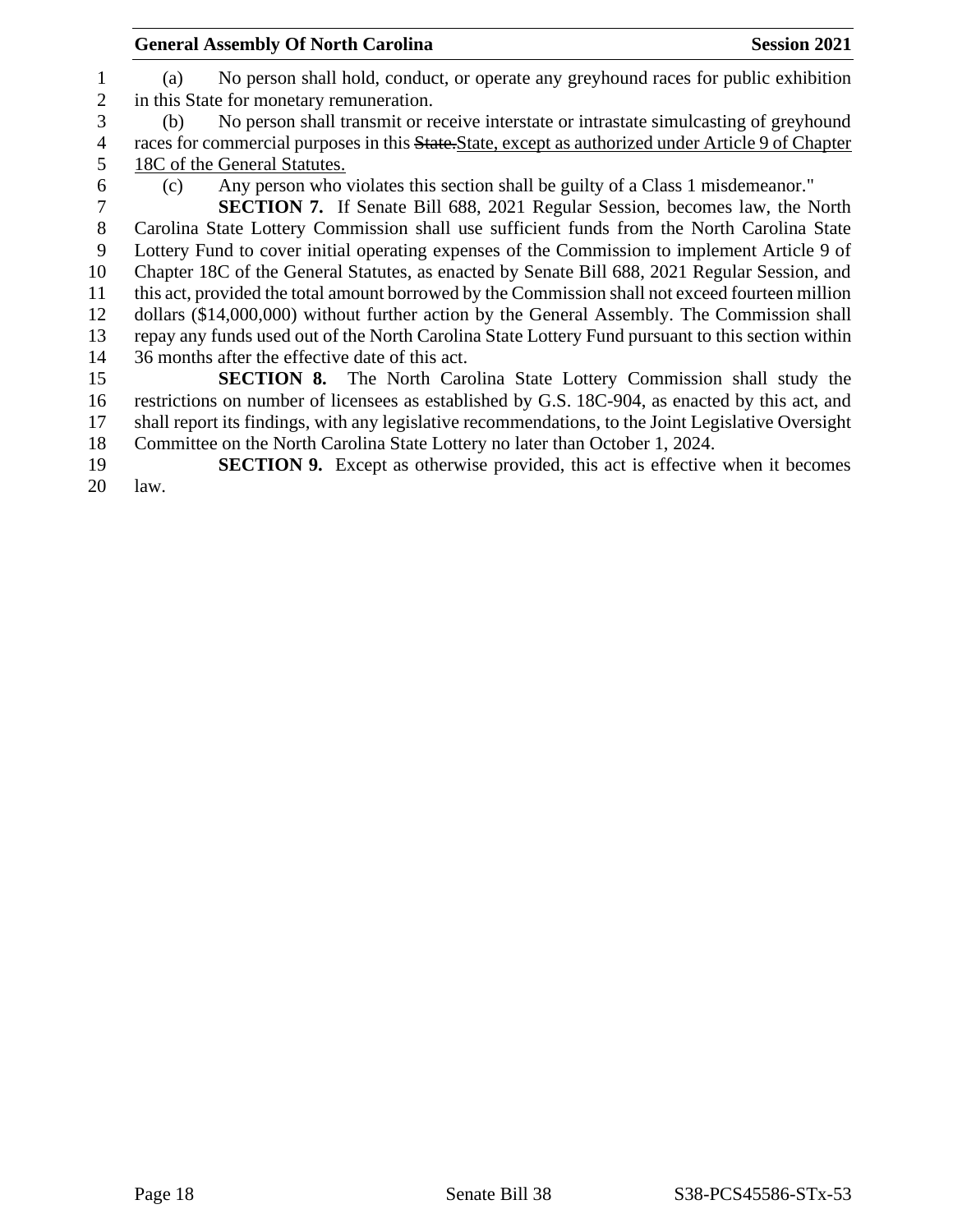(a) No person shall hold, conduct, or operate any greyhound races for public exhibition in this State for monetary remuneration.

(b) No person shall transmit or receive interstate or intrastate simulcasting of greyhound races for commercial purposes in this ~~State.~~State, except as authorized under Article 9 of Chapter 18C of the General Statutes.

(c) Any person who violates this section shall be guilty of a Class 1 misdemeanor."

**SECTION 7.** If Senate Bill 688, 2021 Regular Session, becomes law, the North Carolina State Lottery Commission shall use sufficient funds from the North Carolina State Lottery Fund to cover initial operating expenses of the Commission to implement Article 9 of Chapter 18C of the General Statutes, as enacted by Senate Bill 688, 2021 Regular Session, and this act, provided the total amount borrowed by the Commission shall not exceed fourteen million dollars ($14,000,000) without further action by the General Assembly. The Commission shall repay any funds used out of the North Carolina State Lottery Fund pursuant to this section within 36 months after the effective date of this act.

**SECTION 8.** The North Carolina State Lottery Commission shall study the restrictions on number of licensees as established by G.S. 18C-904, as enacted by this act, and shall report its findings, with any legislative recommendations, to the Joint Legislative Oversight Committee on the North Carolina State Lottery no later than October 1, 2024.

**SECTION 9.** Except as otherwise provided, this act is effective when it becomes law.